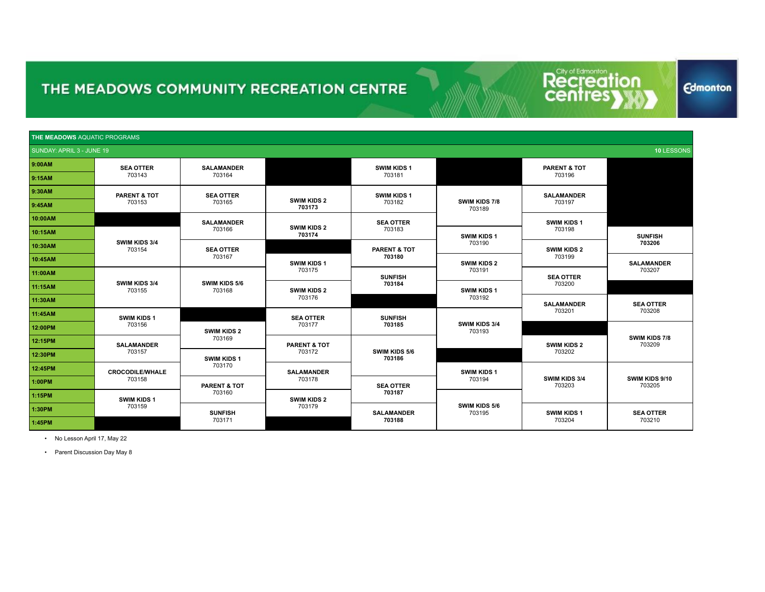# THE MEADOWS COMMUNITY RECREATION CENTRE

**THE MEADOWS** AQUATIC PROGRAMS

SUNDAY: APRIL 3 - JUNE 19 — **10** LESSONS

| Time | | | | | | | |
|---|---|---|---|---|---|---|---|
| 9:00AM | **SEA OTTER** 703143 | **SALAMANDER** 703164 | | **SWIM KIDS 1** 703181 | | **PARENT & TOT** 703196 | |
| 9:15AM | | | | | | | |
| 9:30AM | **PARENT & TOT** 703153 | **SEA OTTER** 703165 | **SWIM KIDS 2** **703173** | **SWIM KIDS 1** 703182 | **SWIM KIDS 7/8** 703189 | **SALAMANDER** 703197 | |
| 9:45AM | | | | | | | |
| 10:00AM | | **SALAMANDER** 703166 | **SWIM KIDS 2** **703174** | **SEA OTTER** 703183 | | **SWIM KIDS 1** 703198 | |
| 10:15AM | **SWIM KIDS 3/4** 703154 | | | | **SWIM KIDS 1** 703190 | | **SUNFISH** **703206** |
| 10:30AM | | **SEA OTTER** 703167 | | **PARENT & TOT** **703180** | | **SWIM KIDS 2** 703199 | |
| 10:45AM | | | **SWIM KIDS 1** 703175 | | **SWIM KIDS 2** 703191 | | **SALAMANDER** 703207 |
| 11:00AM | **SWIM KIDS 3/4** 703155 | **SWIM KIDS 5/6** 703168 | | **SUNFISH** **703184** | | **SEA OTTER** 703200 | |
| 11:15AM | | | **SWIM KIDS 2** 703176 | | **SWIM KIDS 1** 703192 | | |
| 11:30AM | | | | | | **SALAMANDER** 703201 | |
| 11:45AM | **SWIM KIDS 1** 703156 | | **SEA OTTER** 703177 | **SUNFISH** **703185** | **SWIM KIDS 3/4** 703193 | | **SEA OTTER** 703208 |
| 12:00PM | | **SWIM KIDS 2** 703169 | | | | | **SWIM KIDS 7/8** 703209 |
| 12:15PM | **SALAMANDER** 703157 | | **PARENT & TOT** 703172 | **SWIM KIDS 5/6** **703186** | | **SWIM KIDS 2** 703202 | |
| 12:30PM | | **SWIM KIDS 1** 703170 | | | | | |
| 12:45PM | **CROCODILE/WHALE** 703158 | | **SALAMANDER** 703178 | | **SWIM KIDS 1** 703194 | **SWIM KIDS 3/4** 703203 | **SWIM KIDS 9/10** 703205 |
| 1:00PM | | **PARENT & TOT** 703160 | | **SEA OTTER** **703187** | | | |
| 1:15PM | **SWIM KIDS 1** 703159 | | **SWIM KIDS 2** 703179 | | **SWIM KIDS 5/6** 703195 | | |
| 1:30PM | | **SUNFISH** 703171 | | **SALAMANDER** **703188** | | **SWIM KIDS 1** 703204 | **SEA OTTER** 703210 |
| 1:45PM | | | | | | | |

- No Lesson April 17, May 22
- Parent Discussion Day May 8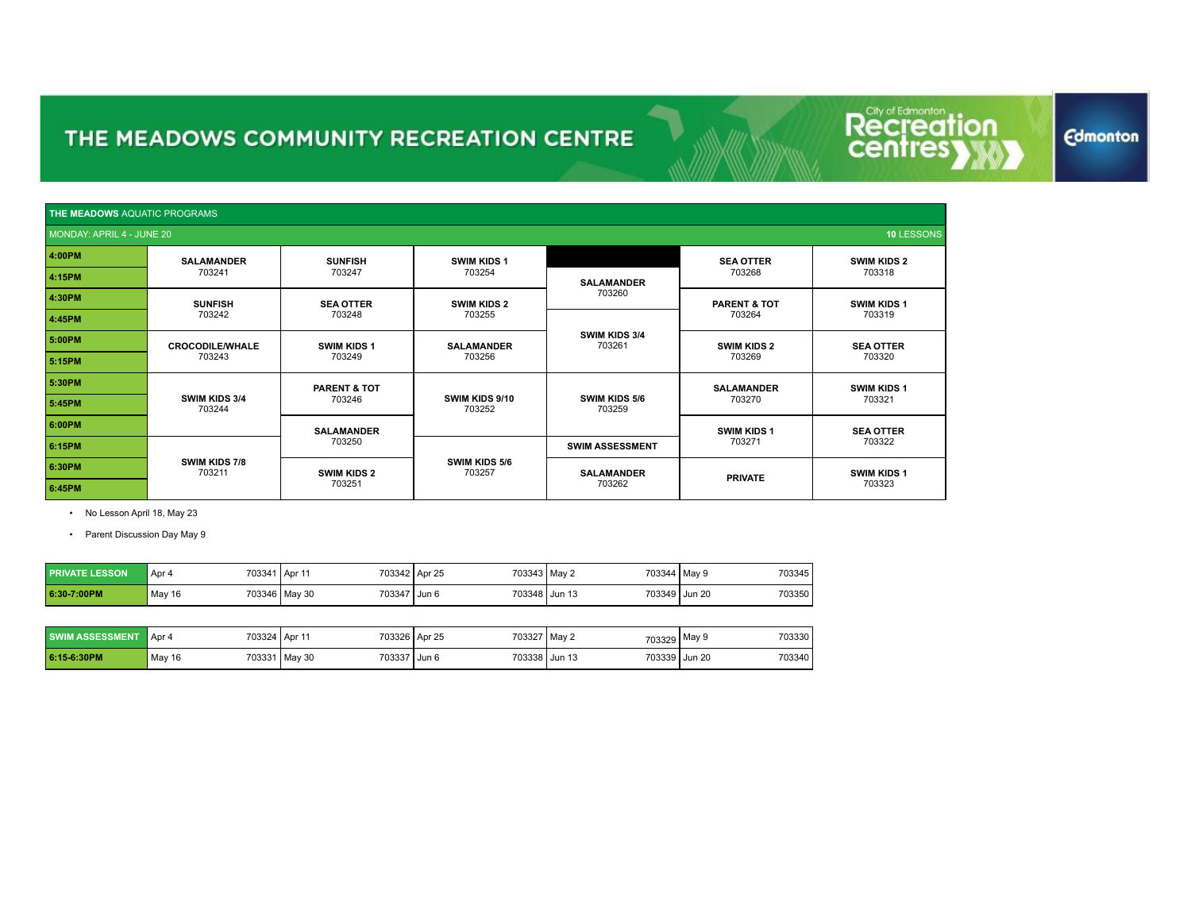# THE MEADOWS COMMUNITY RECREATION CENTRE

**THE MEADOWS** AQUATIC PROGRAMS

MONDAY: APRIL 4 - JUNE 20 — **10** LESSONS

| Time | | | | | | |
|---|---|---|---|---|---|---|
| **4:00PM** | **SALAMANDER** 703241 | **SUNFISH** 703247 | **SWIM KIDS 1** 703254 | | **SEA OTTER** 703268 | **SWIM KIDS 2** 703318 |
| **4:15PM** | | | | **SALAMANDER** 703260 | | |
| **4:30PM** | **SUNFISH** 703242 | **SEA OTTER** 703248 | **SWIM KIDS 2** 703255 | | **PARENT & TOT** 703264 | **SWIM KIDS 1** 703319 |
| **4:45PM** | | | | **SWIM KIDS 3/4** 703261 | | |
| **5:00PM** | **CROCODILE/WHALE** 703243 | **SWIM KIDS 1** 703249 | **SALAMANDER** 703256 | | **SWIM KIDS 2** 703269 | **SEA OTTER** 703320 |
| **5:15PM** | | | | | | |
| **5:30PM** | **SWIM KIDS 3/4** 703244 | **PARENT & TOT** 703246 | **SWIM KIDS 9/10** 703252 | **SWIM KIDS 5/6** 703259 | **SALAMANDER** 703270 | **SWIM KIDS 1** 703321 |
| **5:45PM** | | | | | | |
| **6:00PM** | | **SALAMANDER** 703250 | | | **SWIM KIDS 1** 703271 | **SEA OTTER** 703322 |
| **6:15PM** | **SWIM KIDS 7/8** 703211 | | **SWIM KIDS 5/6** 703257 | **SWIM ASSESSMENT** | | |
| **6:30PM** | | **SWIM KIDS 2** 703251 | | **SALAMANDER** 703262 | **PRIVATE** | **SWIM KIDS 1** 703323 |
| **6:45PM** | | | | | | |

- No Lesson April 18, May 23
- Parent Discussion Day May 9

| PRIVATE LESSON | Apr 4 | 703341 | Apr 11 | 703342 | Apr 25 | 703343 | May 2 | 703344 | May 9 | 703345 |
|---|---|---|---|---|---|---|---|---|---|---|
| **6:30-7:00PM** | May 16 | 703346 | May 30 | 703347 | Jun 6 | 703348 | Jun 13 | 703349 | Jun 20 | 703350 |

| SWIM ASSESSMENT | Apr 4 | 703324 | Apr 11 | 703326 | Apr 25 | 703327 | May 2 | 703329 | May 9 | 703330 |
|---|---|---|---|---|---|---|---|---|---|---|
| **6:15-6:30PM** | May 16 | 703331 | May 30 | 703337 | Jun 6 | 703338 | Jun 13 | 703339 | Jun 20 | 703340 |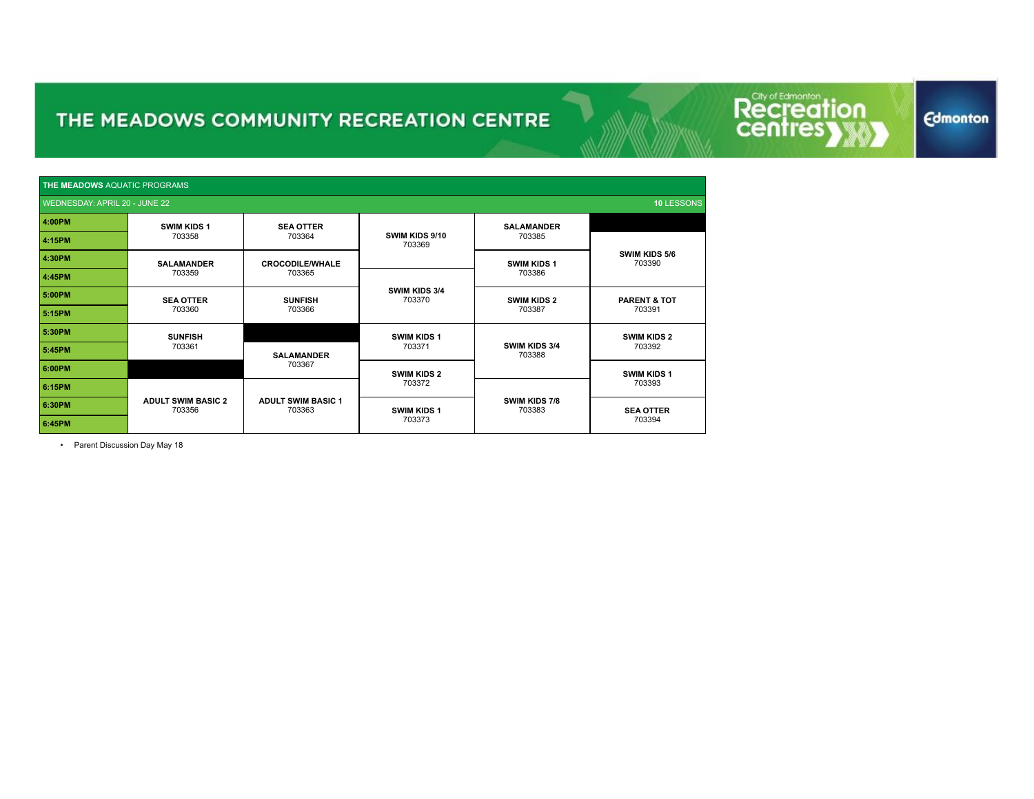# THE MEADOWS COMMUNITY RECREATION CENTRE

**THE MEADOWS** AQUATIC PROGRAMS

WEDNESDAY: APRIL 20 - JUNE 22 — **10** LESSONS

| Time | | | | | |
|---|---|---|---|---|---|
| 4:00PM | **SWIM KIDS 1** 703358 | **SEA OTTER** 703364 | **SWIM KIDS 9/10** 703369 | **SALAMANDER** 703385 | |
| 4:15PM | | | | | **SWIM KIDS 5/6** 703390 |
| 4:30PM | **SALAMANDER** 703359 | **CROCODILE/WHALE** 703365 | | **SWIM KIDS 1** 703386 | |
| 4:45PM | | | **SWIM KIDS 3/4** 703370 | | |
| 5:00PM | **SEA OTTER** 703360 | **SUNFISH** 703366 | | **SWIM KIDS 2** 703387 | **PARENT & TOT** 703391 |
| 5:15PM | | | | | |
| 5:30PM | **SUNFISH** 703361 | | **SWIM KIDS 1** 703371 | **SWIM KIDS 3/4** 703388 | **SWIM KIDS 2** 703392 |
| 5:45PM | | **SALAMANDER** 703367 | | | |
| 6:00PM | | | **SWIM KIDS 2** 703372 | | **SWIM KIDS 1** 703393 |
| 6:15PM | **ADULT SWIM BASIC 2** 703356 | **ADULT SWIM BASIC 1** 703363 | | **SWIM KIDS 7/8** 703383 | |
| 6:30PM | | | **SWIM KIDS 1** 703373 | | **SEA OTTER** 703394 |
| 6:45PM | | | | | |

- Parent Discussion Day May 18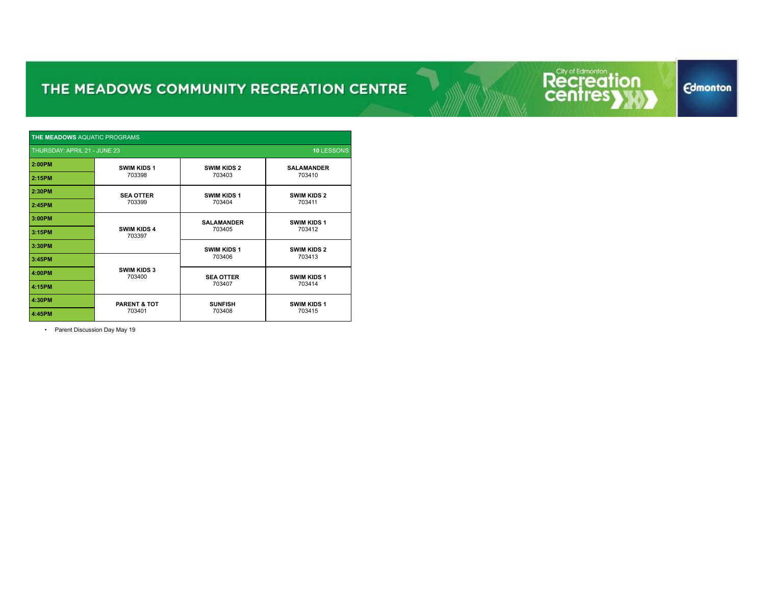# THE MEADOWS COMMUNITY RECREATION CENTRE

| **THE MEADOWS** AQUATIC PROGRAMS | | | |
|---|---|---|---|
| THURSDAY: APRIL 21 - JUNE 23 | | | **10** LESSONS |
| **2:00PM** | **SWIM KIDS 1** 703398 | **SWIM KIDS 2** 703403 | **SALAMANDER** 703410 |
| **2:15PM** | | | |
| **2:30PM** | **SEA OTTER** 703399 | **SWIM KIDS 1** 703404 | **SWIM KIDS 2** 703411 |
| **2:45PM** | | | |
| **3:00PM** | **SWIM KIDS 4** 703397 | **SALAMANDER** 703405 | **SWIM KIDS 1** 703412 |
| **3:15PM** | | | |
| **3:30PM** | | **SWIM KIDS 1** 703406 | **SWIM KIDS 2** 703413 |
| **3:45PM** | **SWIM KIDS 3** 703400 | | |
| **4:00PM** | | **SEA OTTER** 703407 | **SWIM KIDS 1** 703414 |
| **4:15PM** | | | |
| **4:30PM** | **PARENT & TOT** 703401 | **SUNFISH** 703408 | **SWIM KIDS 1** 703415 |
| **4:45PM** | | | |

- Parent Discussion Day May 19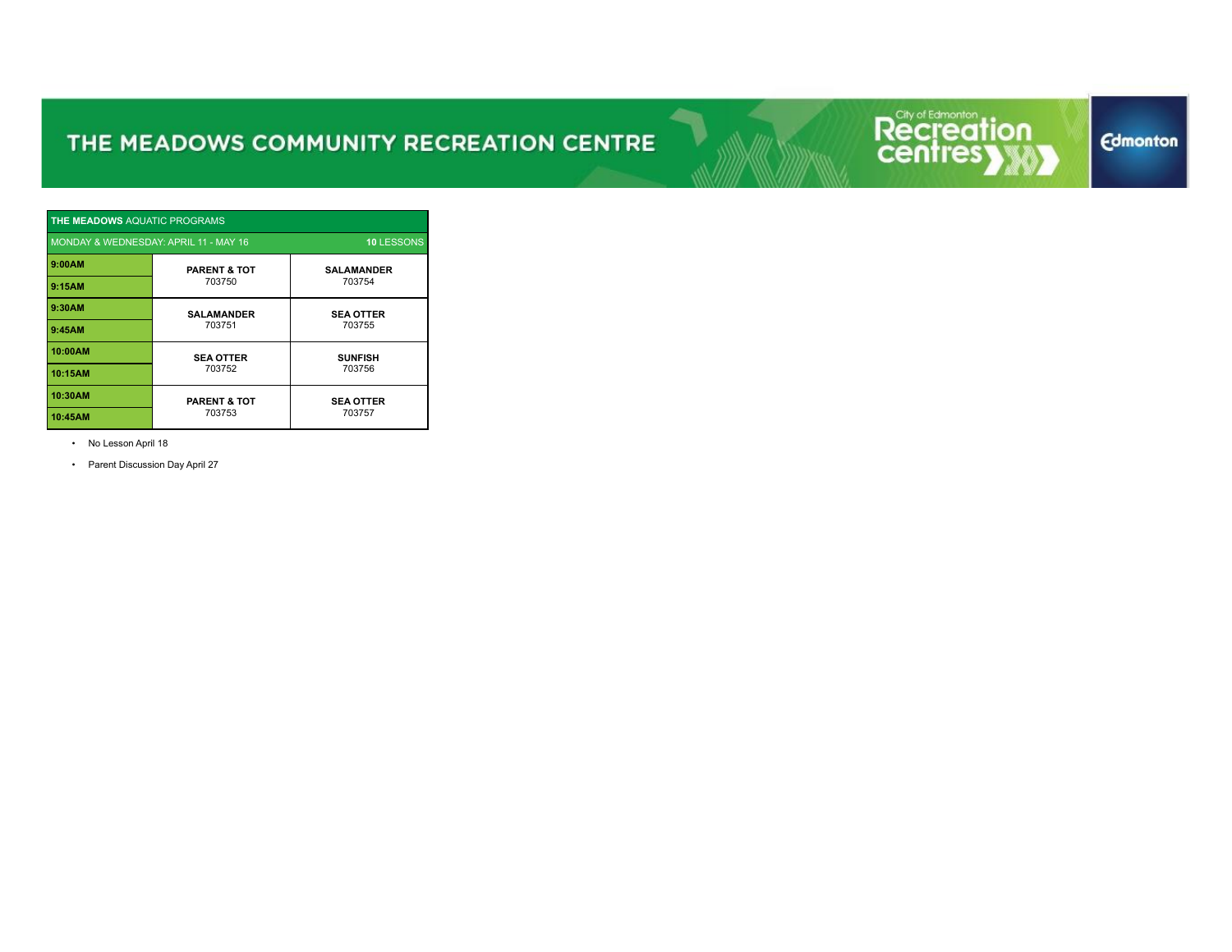# THE MEADOWS COMMUNITY RECREATION CENTRE

| **THE MEADOWS** AQUATIC PROGRAMS | | |
|---|---|---|
| MONDAY & WEDNESDAY: APRIL 11 - MAY 16 | | **10** LESSONS |
| **9:00AM** | **PARENT & TOT** 703750 | **SALAMANDER** 703754 |
| **9:15AM** | | |
| **9:30AM** | **SALAMANDER** 703751 | **SEA OTTER** 703755 |
| **9:45AM** | | |
| **10:00AM** | **SEA OTTER** 703752 | **SUNFISH** 703756 |
| **10:15AM** | | |
| **10:30AM** | **PARENT & TOT** 703753 | **SEA OTTER** 703757 |
| **10:45AM** | | |

- No Lesson April 18
- Parent Discussion Day April 27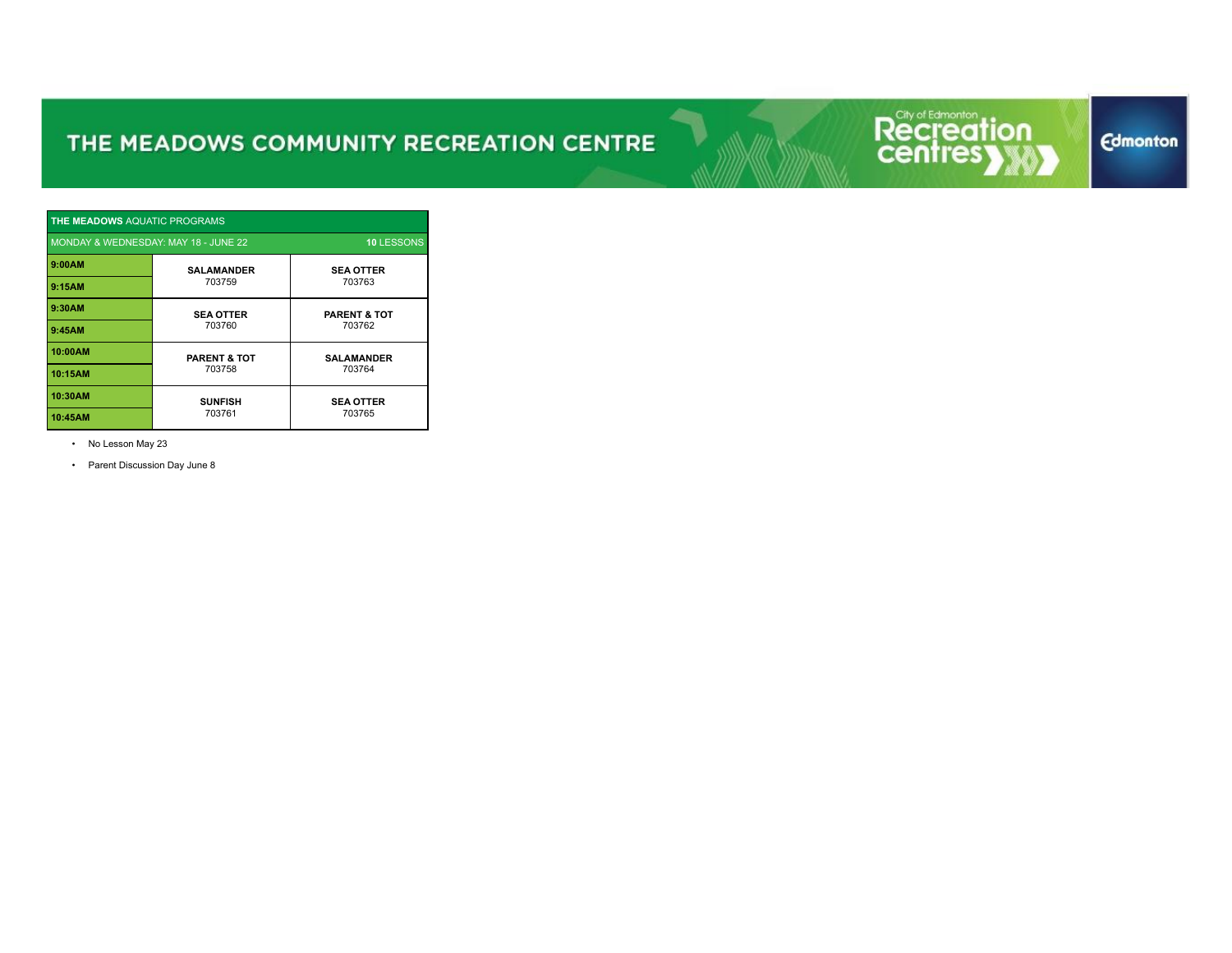# THE MEADOWS COMMUNITY RECREATION CENTRE

| **THE MEADOWS** AQUATIC PROGRAMS | | |
|---|---|---|
| MONDAY & WEDNESDAY: MAY 18 - JUNE 22 | | **10** LESSONS |
| **9:00AM** | **SALAMANDER** 703759 | **SEA OTTER** 703763 |
| **9:15AM** | | |
| **9:30AM** | **SEA OTTER** 703760 | **PARENT & TOT** 703762 |
| **9:45AM** | | |
| **10:00AM** | **PARENT & TOT** 703758 | **SALAMANDER** 703764 |
| **10:15AM** | | |
| **10:30AM** | **SUNFISH** 703761 | **SEA OTTER** 703765 |
| **10:45AM** | | |

- No Lesson May 23
- Parent Discussion Day June 8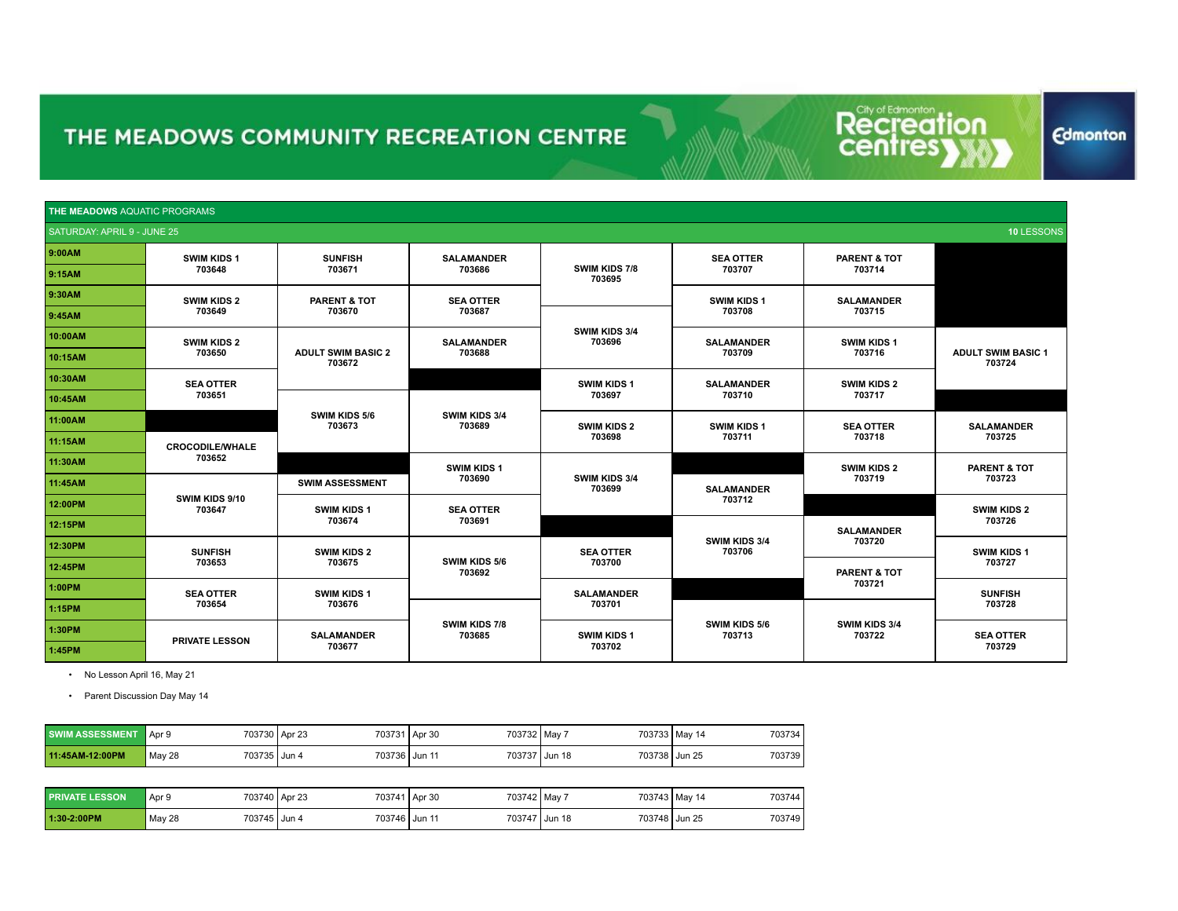# THE MEADOWS COMMUNITY RECREATION CENTRE

## THE MEADOWS AQUATIC PROGRAMS

SATURDAY: APRIL 9 - JUNE 25 — **10** LESSONS

| Time | | | | | | | |
|---|---|---|---|---|---|---|---|
| 9:00AM | SWIM KIDS 1 703648 | SUNFISH 703671 | SALAMANDER 703686 | SWIM KIDS 7/8 703695 | SEA OTTER 703707 | PARENT & TOT 703714 | |
| 9:15AM | | | | | | | |
| 9:30AM | SWIM KIDS 2 703649 | PARENT & TOT 703670 | SEA OTTER 703687 | | SWIM KIDS 1 703708 | SALAMANDER 703715 | |
| 9:45AM | | | | SWIM KIDS 3/4 703696 | | | |
| 10:00AM | SWIM KIDS 2 703650 | ADULT SWIM BASIC 2 703672 | SALAMANDER 703688 | | SALAMANDER 703709 | SWIM KIDS 1 703716 | ADULT SWIM BASIC 1 703724 |
| 10:15AM | | | | | | | |
| 10:30AM | SEA OTTER 703651 | | | SWIM KIDS 1 703697 | SALAMANDER 703710 | SWIM KIDS 2 703717 | |
| 10:45AM | | SWIM KIDS 5/6 703673 | SWIM KIDS 3/4 703689 | | | | |
| 11:00AM | | | | SWIM KIDS 2 703698 | SWIM KIDS 1 703711 | SEA OTTER 703718 | SALAMANDER 703725 |
| 11:15AM | CROCODILE/WHALE 703652 | | | | | | |
| 11:30AM | | | SWIM KIDS 1 703690 | SWIM KIDS 3/4 703699 | | SWIM KIDS 2 703719 | PARENT & TOT 703723 |
| 11:45AM | SWIM KIDS 9/10 703647 | SWIM ASSESSMENT | | | SALAMANDER 703712 | | |
| 12:00PM | | SWIM KIDS 1 703674 | SEA OTTER 703691 | | | | SWIM KIDS 2 703726 |
| 12:15PM | | | | | SWIM KIDS 3/4 703706 | SALAMANDER 703720 | |
| 12:30PM | SUNFISH 703653 | SWIM KIDS 2 703675 | SWIM KIDS 5/6 703692 | SEA OTTER 703700 | | | SWIM KIDS 1 703727 |
| 12:45PM | | | | | | PARENT & TOT 703721 | |
| 1:00PM | SEA OTTER 703654 | SWIM KIDS 1 703676 | | SALAMANDER 703701 | | | SUNFISH 703728 |
| 1:15PM | | | SWIM KIDS 7/8 703685 | | SWIM KIDS 5/6 703713 | SWIM KIDS 3/4 703722 | |
| 1:30PM | PRIVATE LESSON | SALAMANDER 703677 | | SWIM KIDS 1 703702 | | | SEA OTTER 703729 |
| 1:45PM | | | | | | | |

- No Lesson April 16, May 21
- Parent Discussion Day May 14

| SWIM ASSESSMENT | | | | | | | | | | |
|---|---|---|---|---|---|---|---|---|---|---|
| 11:45AM-12:00PM | Apr 9 | 703730 | Apr 23 | 703731 | Apr 30 | 703732 | May 7 | 703733 | May 14 | 703734 |
| | May 28 | 703735 | Jun 4 | 703736 | Jun 11 | 703737 | Jun 18 | 703738 | Jun 25 | 703739 |

| PRIVATE LESSON | | | | | | | | | | |
|---|---|---|---|---|---|---|---|---|---|---|
| 1:30-2:00PM | Apr 9 | 703740 | Apr 23 | 703741 | Apr 30 | 703742 | May 7 | 703743 | May 14 | 703744 |
| | May 28 | 703745 | Jun 4 | 703746 | Jun 11 | 703747 | Jun 18 | 703748 | Jun 25 | 703749 |